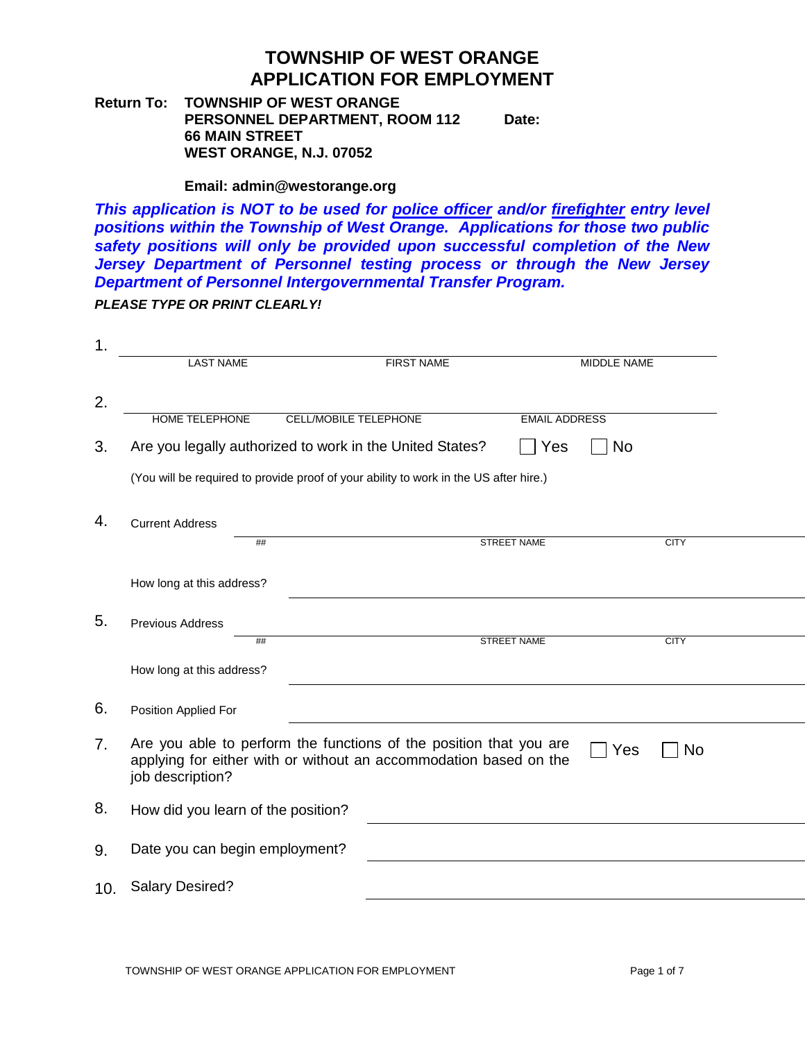# TOWNSHIP OF WEST ORANGE
# APPLICATION FOR EMPLOYMENT

**Return To:** **TOWNSHIP OF WEST ORANGE**
**PERSONNEL DEPARTMENT, ROOM 112**
**66 MAIN STREET**
**WEST ORANGE, N.J. 07052**

**Date:**

**Email: admin@westorange.org**

***This application is NOT to be used for police officer and/or firefighter entry level positions within the Township of West Orange. Applications for those two public safety positions will only be provided upon successful completion of the New Jersey Department of Personnel testing process or through the New Jersey Department of Personnel Intergovernmental Transfer Program.***

***PLEASE TYPE OR PRINT CLEARLY!***

1. ______________________________________________
   LAST NAME | FIRST NAME | MIDDLE NAME

2. ______________________________________________
   HOME TELEPHONE | CELL/MOBILE TELEPHONE | EMAIL ADDRESS

3. Are you legally authorized to work in the United States? ☐ Yes ☐ No

   (You will be required to provide proof of your ability to work in the US after hire.)

4. Current Address ______________________________________________
   ## | STREET NAME | CITY

   How long at this address? ______________________________________________

5. Previous Address ______________________________________________
   ## | STREET NAME | CITY

   How long at this address? ______________________________________________

6. Position Applied For ______________________________________________

7. Are you able to perform the functions of the position that you are applying for either with or without an accommodation based on the job description? ☐ Yes ☐ No

8. How did you learn of the position? ______________________________________________

9. Date you can begin employment? ______________________________________________

10. Salary Desired? ______________________________________________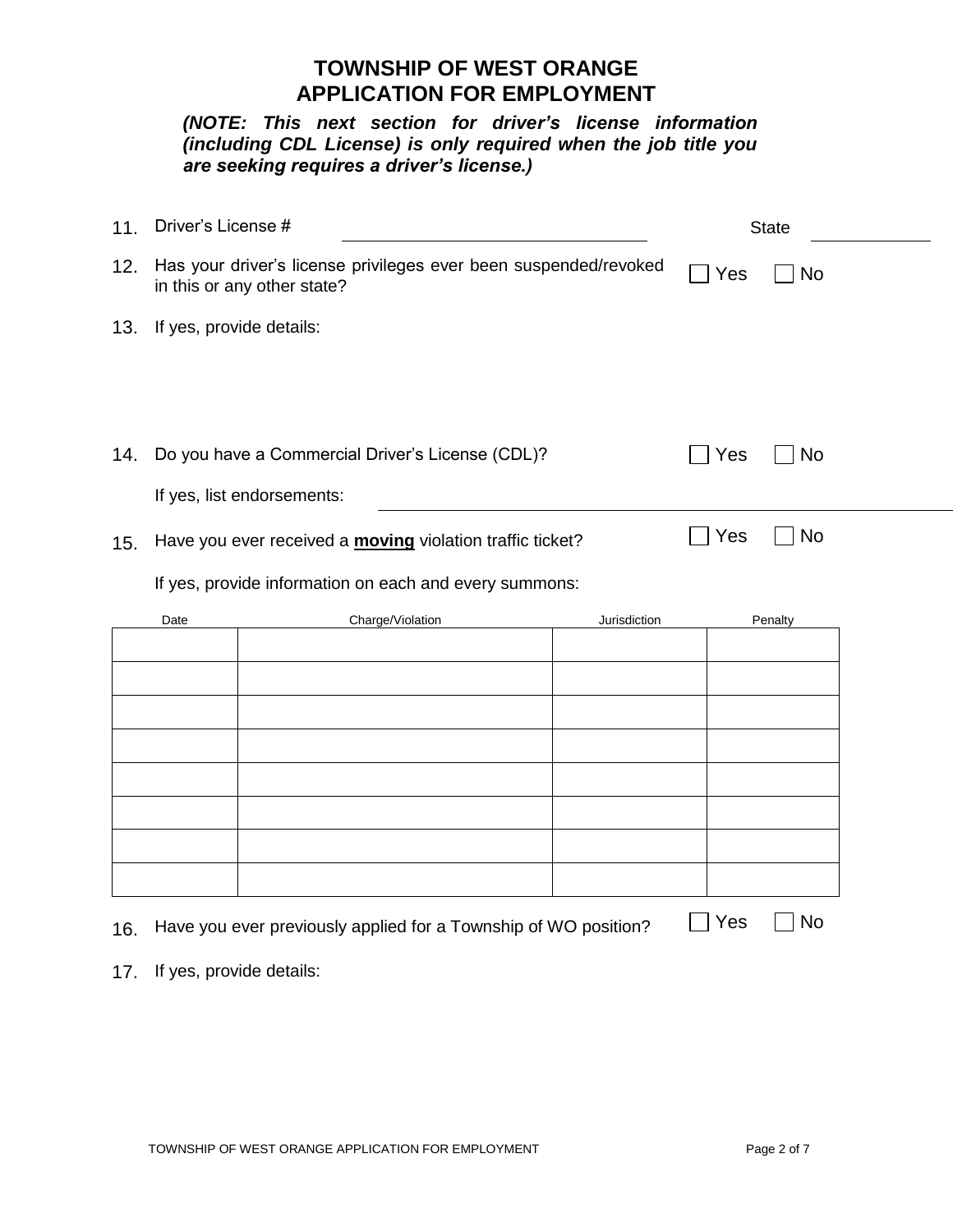# TOWNSHIP OF WEST ORANGE
# APPLICATION FOR EMPLOYMENT

***(NOTE: This next section for driver's license information (including CDL License) is only required when the job title you are seeking requires a driver's license.)***

11. Driver's License # \_\_\_\_\_\_\_\_\_\_\_\_\_\_\_\_\_\_\_\_ State \_\_\_\_\_\_\_\_\_\_

12. Has your driver's license privileges ever been suspended/revoked in this or any other state? ☐ Yes ☐ No

13. If yes, provide details:

14. Do you have a Commercial Driver's License (CDL)? ☐ Yes ☐ No

    If yes, list endorsements: \_\_\_\_\_\_\_\_\_\_\_\_\_\_\_\_\_\_\_\_

15. Have you ever received a **moving** violation traffic ticket? ☐ Yes ☐ No

    If yes, provide information on each and every summons:

| Date | Charge/Violation | Jurisdiction | Penalty |
|---|---|---|---|
| | | | |
| | | | |
| | | | |
| | | | |
| | | | |
| | | | |
| | | | |
| | | | |

16. Have you ever previously applied for a Township of WO position? ☐ Yes ☐ No

17. If yes, provide details: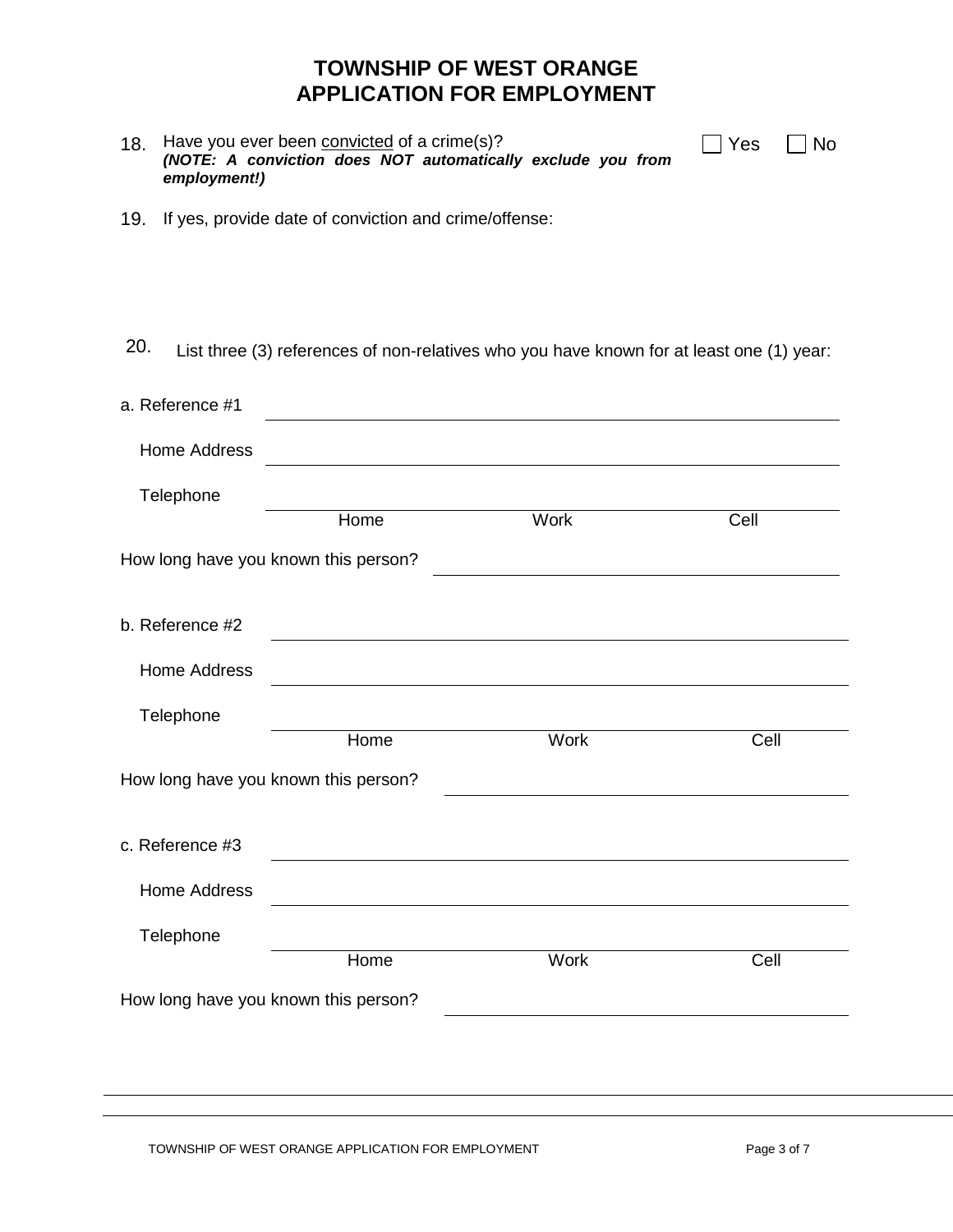# TOWNSHIP OF WEST ORANGE
# APPLICATION FOR EMPLOYMENT

18. Have you ever been convicted of a crime(s)? ☐ Yes ☐ No
    ***(NOTE: A conviction does NOT automatically exclude you from employment!)***

19. If yes, provide date of conviction and crime/offense:

20. List three (3) references of non-relatives who you have known for at least one (1) year:

a. Reference #1 ______________________________

Home Address ______________________________

Telephone ______________________________
Home Work Cell

How long have you known this person? ______________________________

b. Reference #2 ______________________________

Home Address ______________________________

Telephone ______________________________
Home Work Cell

How long have you known this person? ______________________________

c. Reference #3 ______________________________

Home Address ______________________________

Telephone ______________________________
Home Work Cell

How long have you known this person? ______________________________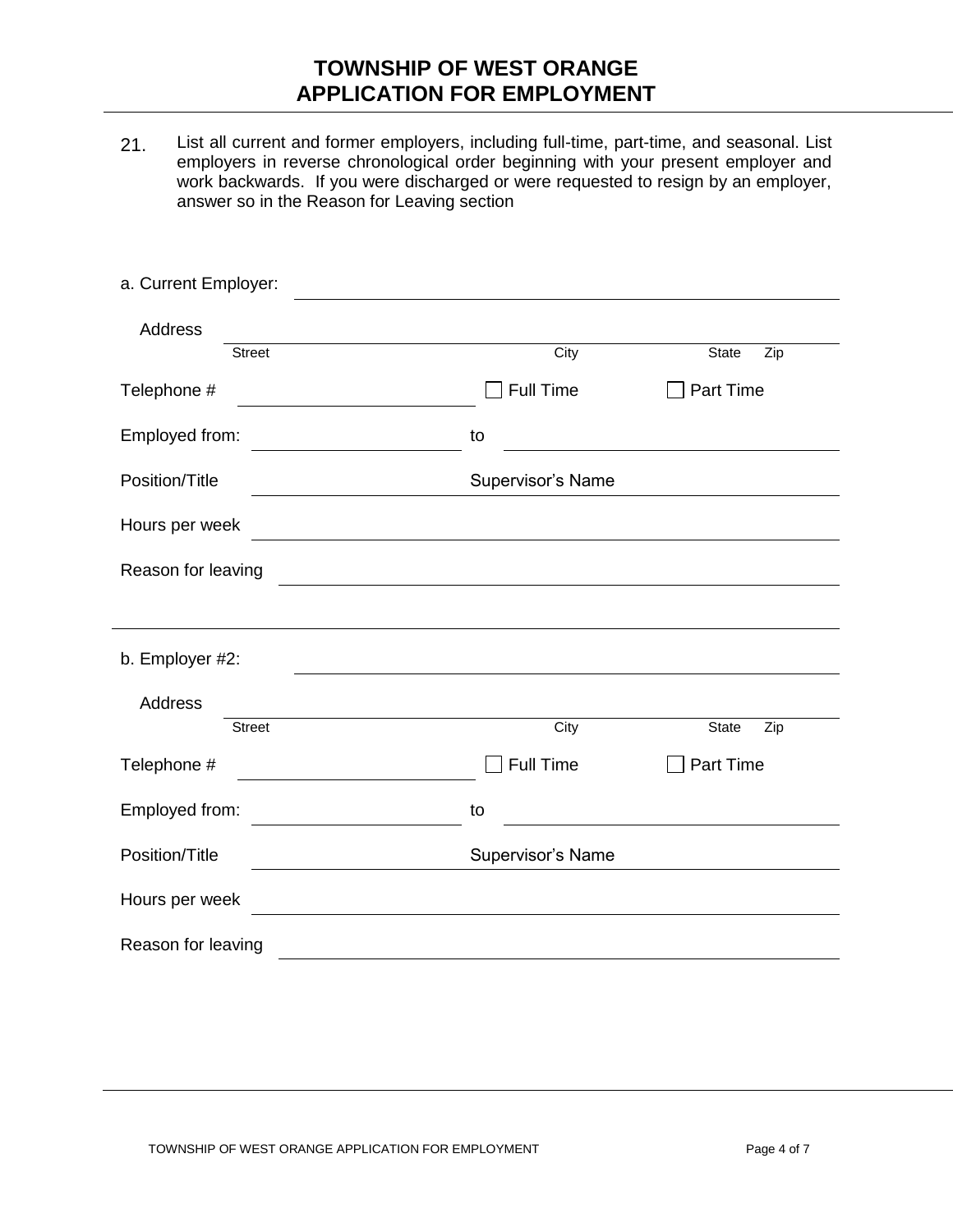# TOWNSHIP OF WEST ORANGE
# APPLICATION FOR EMPLOYMENT

21. List all current and former employers, including full-time, part-time, and seasonal. List employers in reverse chronological order beginning with your present employer and work backwards. If you were discharged or were requested to resign by an employer, answer so in the Reason for Leaving section

a. Current Employer: ______________________________

Address ______________________________
Street City State Zip

Telephone # ______________ ☐ Full Time ☐ Part Time

Employed from: ______________ to ______________

Position/Title ______________ Supervisor's Name ______________

Hours per week ______________________________

Reason for leaving ______________________________

---

b. Employer #2: ______________________________

Address ______________________________
Street City State Zip

Telephone # ______________ ☐ Full Time ☐ Part Time

Employed from: ______________ to ______________

Position/Title ______________ Supervisor's Name ______________

Hours per week ______________________________

Reason for leaving ______________________________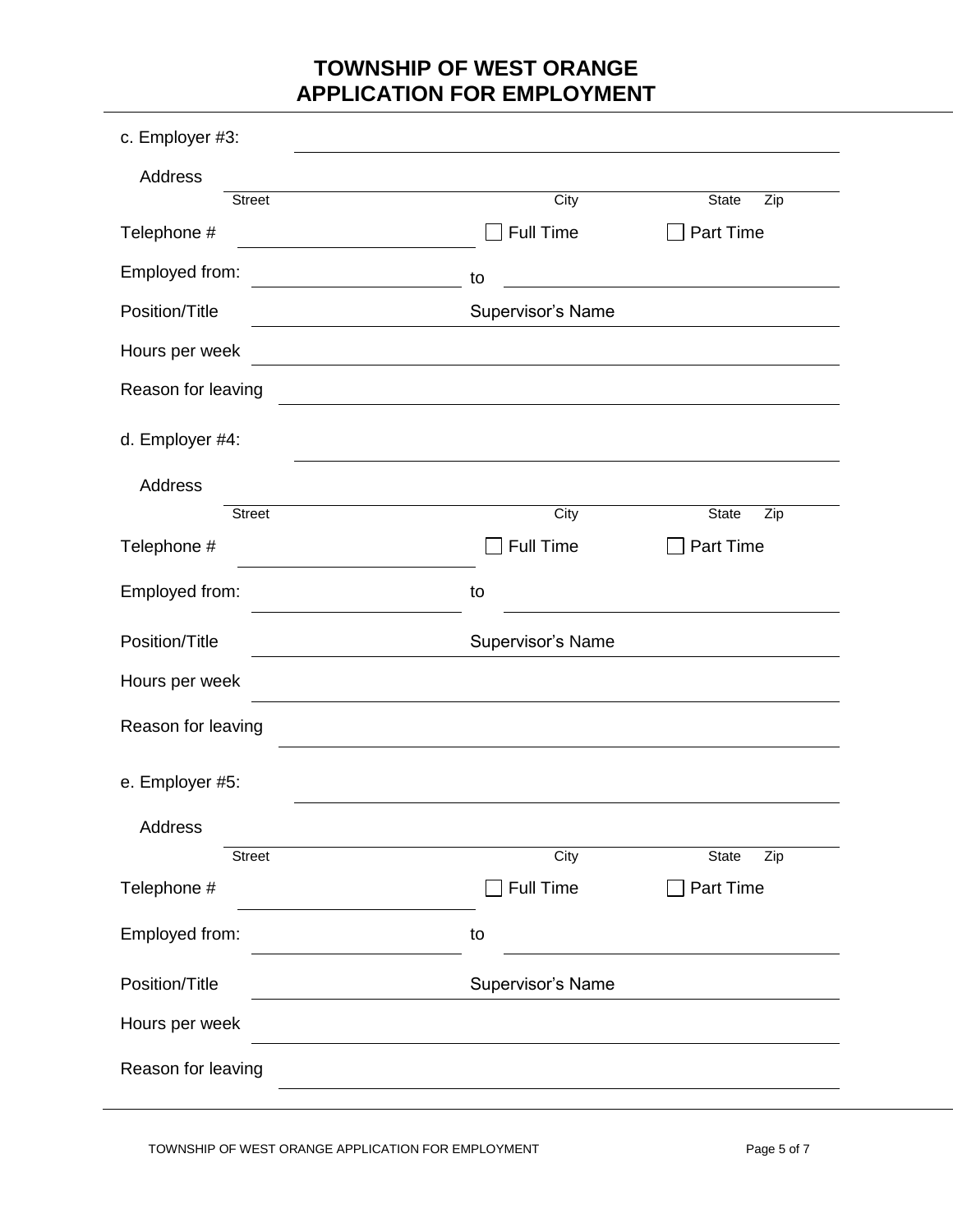# TOWNSHIP OF WEST ORANGE
# APPLICATION FOR EMPLOYMENT

c. Employer #3: ______________________________

Address ______________________________
Street City State Zip

Telephone # ______________ ☐ Full Time ☐ Part Time

Employed from: ______________ to ______________

Position/Title ______________ Supervisor's Name ______________

Hours per week ______________________________

Reason for leaving ______________________________

d. Employer #4: ______________________________

Address ______________________________
Street City State Zip

Telephone # ______________ ☐ Full Time ☐ Part Time

Employed from: ______________ to ______________

Position/Title ______________ Supervisor's Name ______________

Hours per week ______________________________

Reason for leaving ______________________________

e. Employer #5: ______________________________

Address ______________________________
Street City State Zip

Telephone # ______________ ☐ Full Time ☐ Part Time

Employed from: ______________ to ______________

Position/Title ______________ Supervisor's Name ______________

Hours per week ______________________________

Reason for leaving ______________________________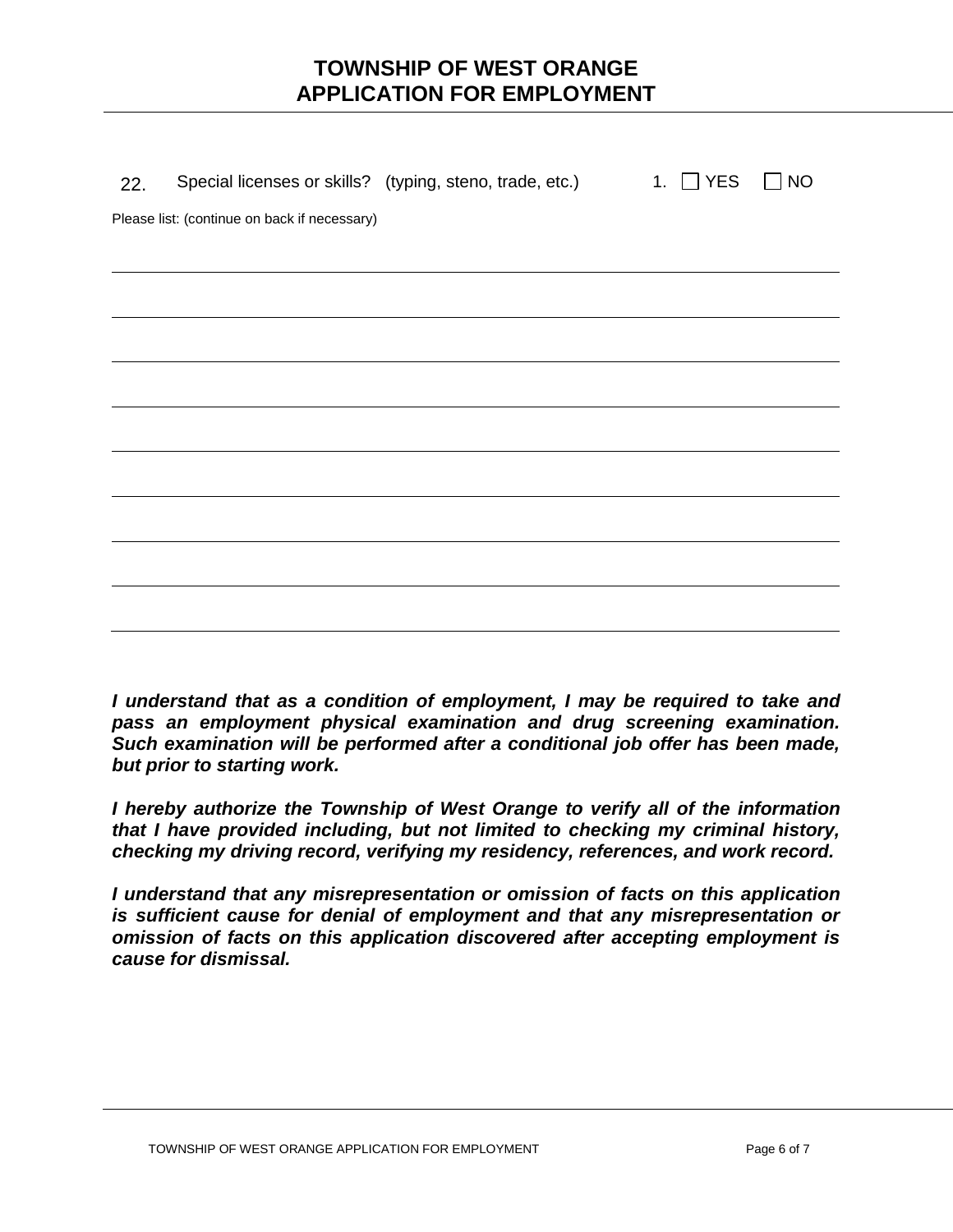# TOWNSHIP OF WEST ORANGE
# APPLICATION FOR EMPLOYMENT

22. Special licenses or skills? (typing, steno, trade, etc.) 1. ☐ YES ☐ NO

Please list: (continue on back if necessary)

_______________________________________________

_______________________________________________

_______________________________________________

_______________________________________________

_______________________________________________

_______________________________________________

_______________________________________________

_______________________________________________

***I understand that as a condition of employment, I may be required to take and pass an employment physical examination and drug screening examination. Such examination will be performed after a conditional job offer has been made, but prior to starting work.***

***I hereby authorize the Township of West Orange to verify all of the information that I have provided including, but not limited to checking my criminal history, checking my driving record, verifying my residency, references, and work record.***

***I understand that any misrepresentation or omission of facts on this application is sufficient cause for denial of employment and that any misrepresentation or omission of facts on this application discovered after accepting employment is cause for dismissal.***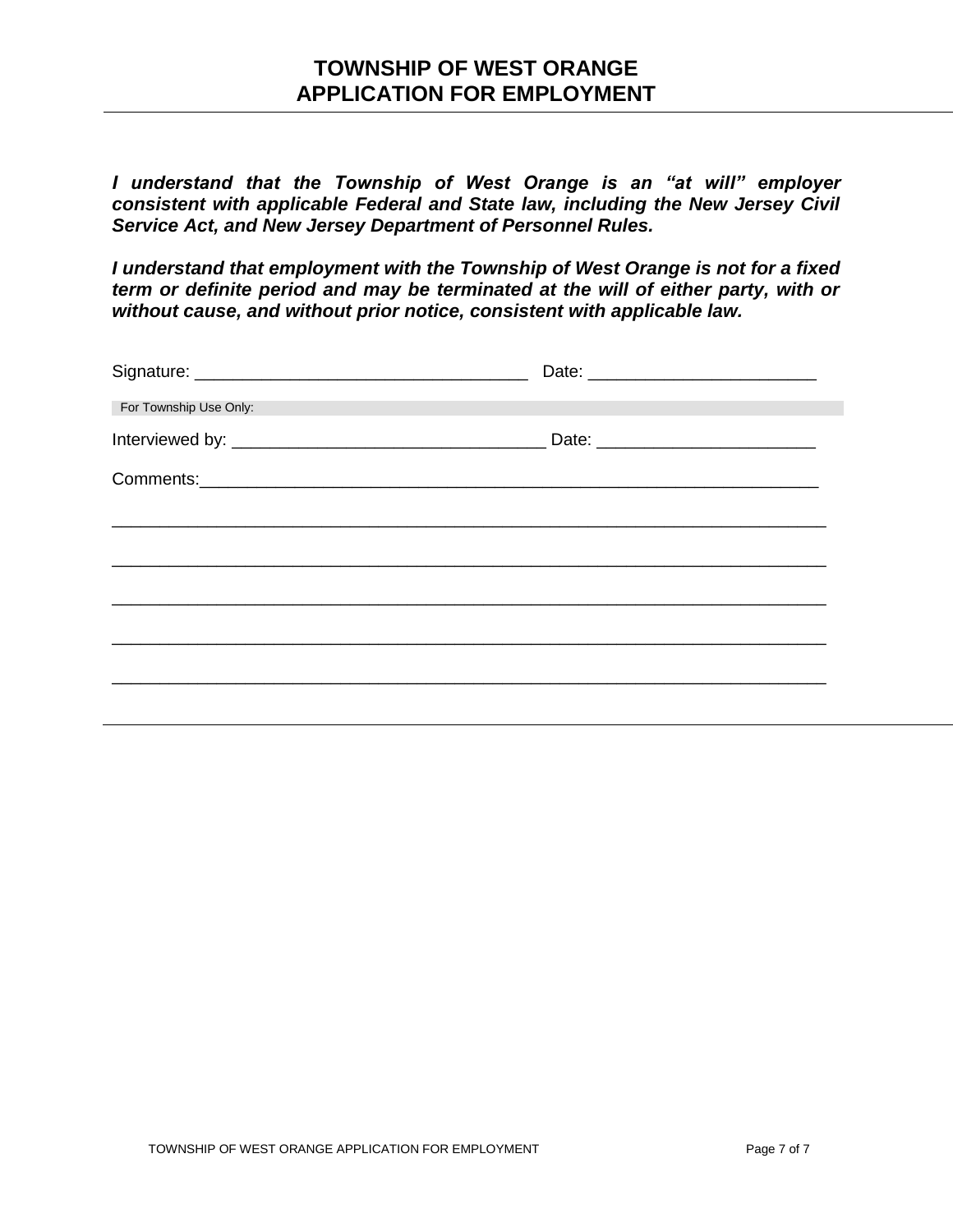# TOWNSHIP OF WEST ORANGE
# APPLICATION FOR EMPLOYMENT

***I understand that the Township of West Orange is an "at will" employer consistent with applicable Federal and State law, including the New Jersey Civil Service Act, and New Jersey Department of Personnel Rules.***

***I understand that employment with the Township of West Orange is not for a fixed term or definite period and may be terminated at the will of either party, with or without cause, and without prior notice, consistent with applicable law.***

Signature: ___________________________________ Date: ________________________

For Township Use Only:

Interviewed by: _________________________________ Date: _______________________

Comments:_________________________________________________________________

___________________________________________________________________________

___________________________________________________________________________

___________________________________________________________________________

___________________________________________________________________________

___________________________________________________________________________